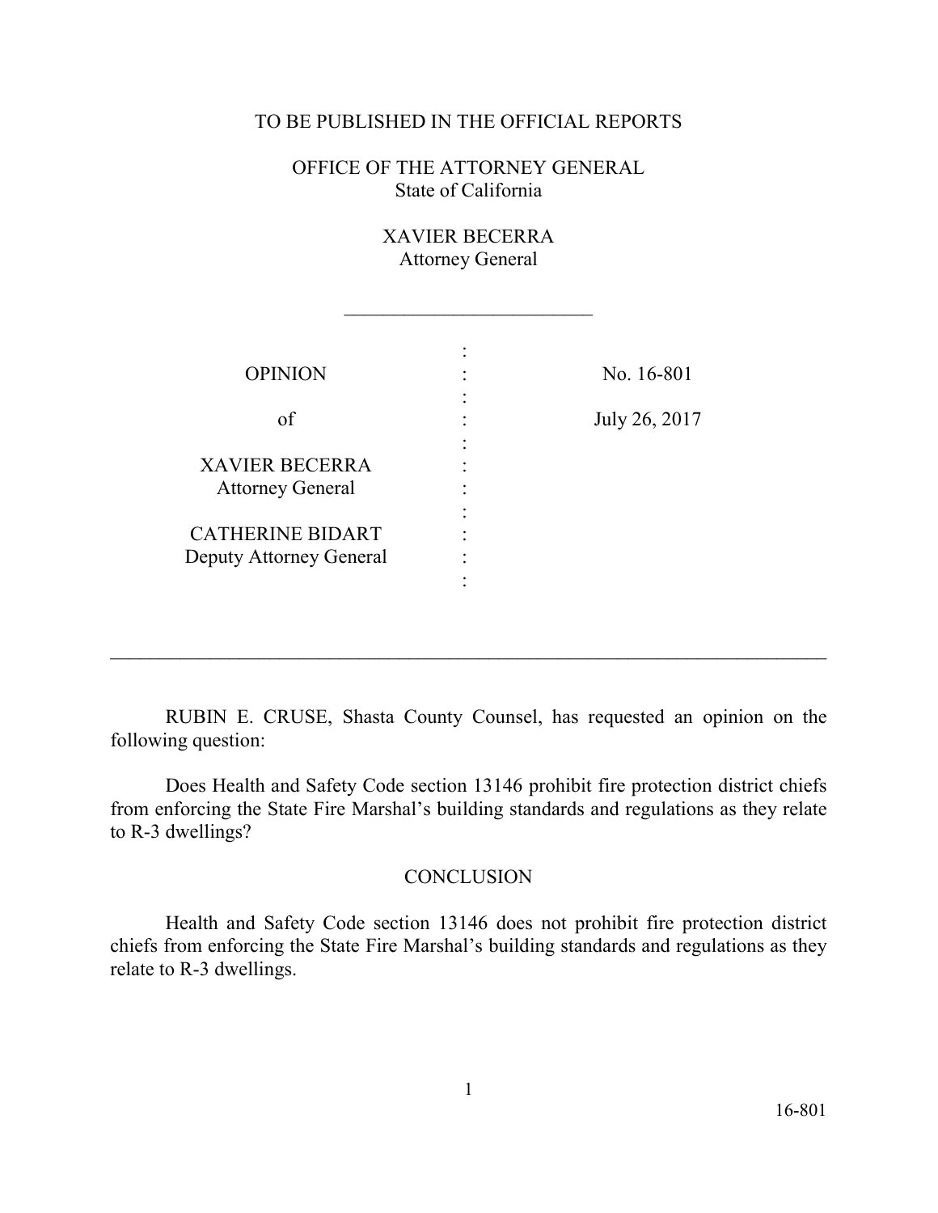TO BE PUBLISHED IN THE OFFICIAL REPORTS

OFFICE OF THE ATTORNEY GENERAL
State of California

XAVIER BECERRA
Attorney General

---

| | | |
|---|---|---|
| OPINION | : | No. 16-801 |
| of | : | July 26, 2017 |
| XAVIER BECERRA<br>Attorney General | : | |
| CATHERINE BIDART<br>Deputy Attorney General | : | |

---

RUBIN E. CRUSE, Shasta County Counsel, has requested an opinion on the following question:

Does Health and Safety Code section 13146 prohibit fire protection district chiefs from enforcing the State Fire Marshal's building standards and regulations as they relate to R-3 dwellings?

## CONCLUSION

Health and Safety Code section 13146 does not prohibit fire protection district chiefs from enforcing the State Fire Marshal's building standards and regulations as they relate to R-3 dwellings.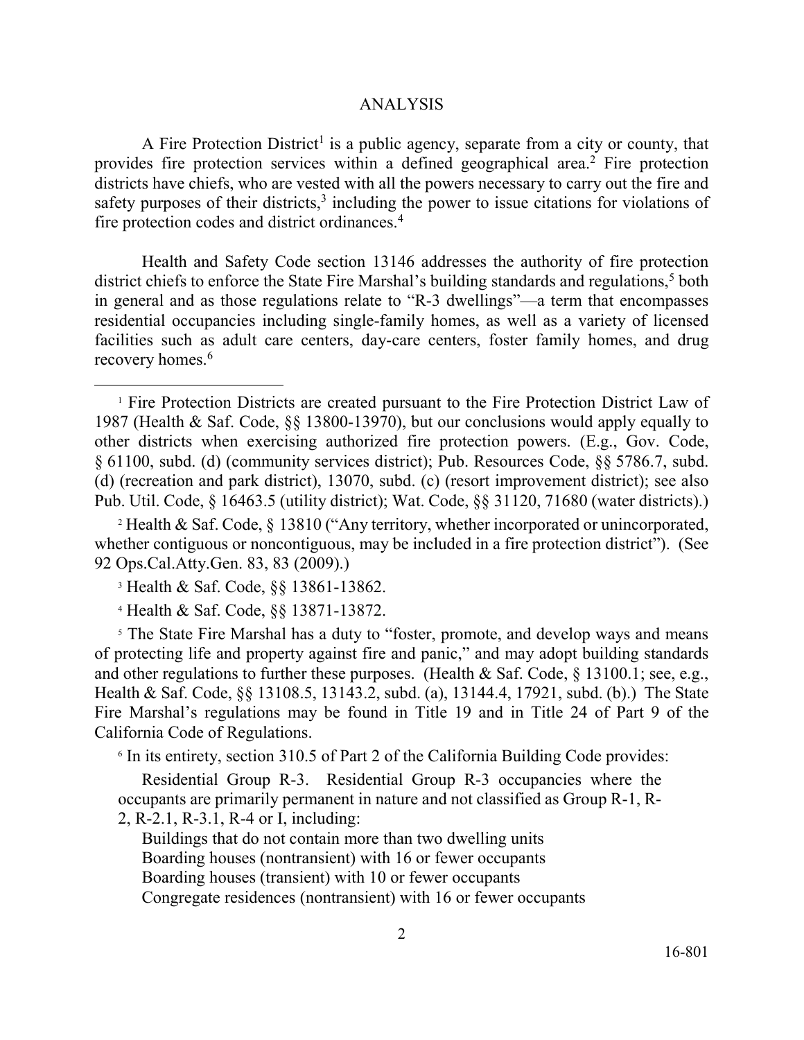## ANALYSIS

A Fire Protection District[1] is a public agency, separate from a city or county, that provides fire protection services within a defined geographical area.[2] Fire protection districts have chiefs, who are vested with all the powers necessary to carry out the fire and safety purposes of their districts,[3] including the power to issue citations for violations of fire protection codes and district ordinances.[4]

Health and Safety Code section 13146 addresses the authority of fire protection district chiefs to enforce the State Fire Marshal's building standards and regulations,[5] both in general and as those regulations relate to "R-3 dwellings"—a term that encompasses residential occupancies including single-family homes, as well as a variety of licensed facilities such as adult care centers, day-care centers, foster family homes, and drug recovery homes.[6]

---

[1] Fire Protection Districts are created pursuant to the Fire Protection District Law of 1987 (Health & Saf. Code, §§ 13800-13970), but our conclusions would apply equally to other districts when exercising authorized fire protection powers. (E.g., Gov. Code, § 61100, subd. (d) (community services district); Pub. Resources Code, §§ 5786.7, subd. (d) (recreation and park district), 13070, subd. (c) (resort improvement district); see also Pub. Util. Code, § 16463.5 (utility district); Wat. Code, §§ 31120, 71680 (water districts).)

[2] Health & Saf. Code, § 13810 ("Any territory, whether incorporated or unincorporated, whether contiguous or noncontiguous, may be included in a fire protection district"). (See 92 Ops.Cal.Atty.Gen. 83, 83 (2009).)

[3] Health & Saf. Code, §§ 13861-13862.

[4] Health & Saf. Code, §§ 13871-13872.

[5] The State Fire Marshal has a duty to "foster, promote, and develop ways and means of protecting life and property against fire and panic," and may adopt building standards and other regulations to further these purposes. (Health & Saf. Code, § 13100.1; see, e.g., Health & Saf. Code, §§ 13108.5, 13143.2, subd. (a), 13144.4, 17921, subd. (b).) The State Fire Marshal's regulations may be found in Title 19 and in Title 24 of Part 9 of the California Code of Regulations.

[6] In its entirety, section 310.5 of Part 2 of the California Building Code provides:

> Residential Group R-3. Residential Group R-3 occupancies where the occupants are primarily permanent in nature and not classified as Group R-1, R-2, R-2.1, R-3.1, R-4 or I, including:
>
> Buildings that do not contain more than two dwelling units
> Boarding houses (nontransient) with 16 or fewer occupants
> Boarding houses (transient) with 10 or fewer occupants
> Congregate residences (nontransient) with 16 or fewer occupants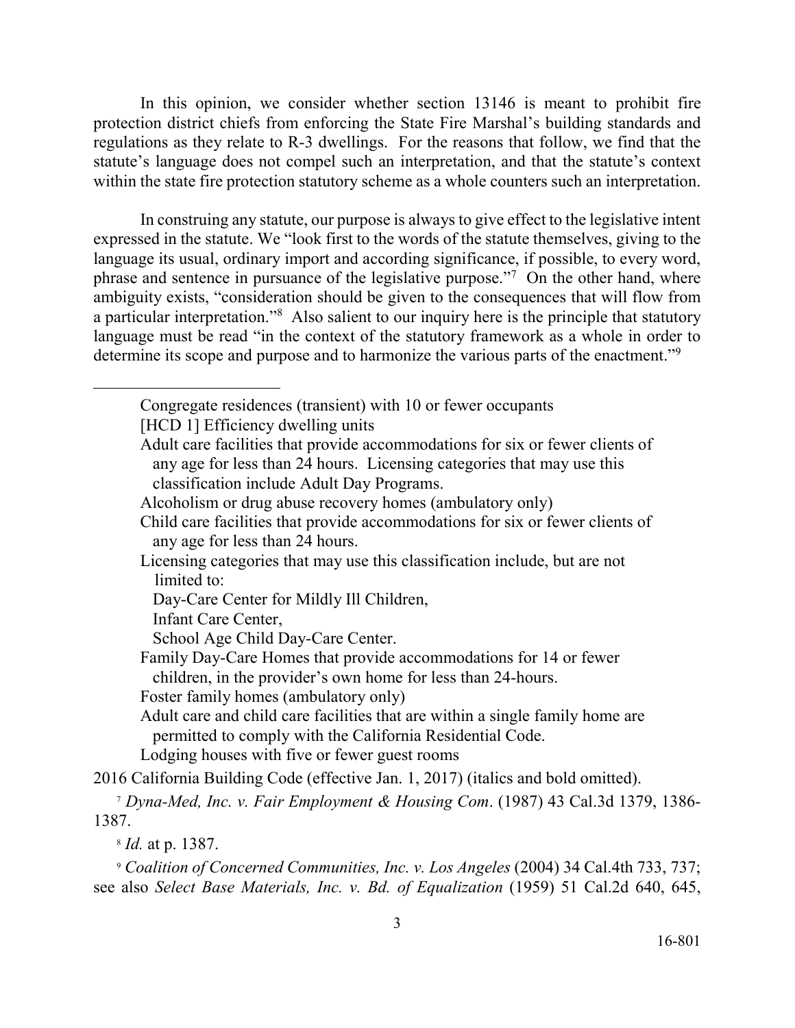In this opinion, we consider whether section 13146 is meant to prohibit fire protection district chiefs from enforcing the State Fire Marshal's building standards and regulations as they relate to R-3 dwellings. For the reasons that follow, we find that the statute's language does not compel such an interpretation, and that the statute's context within the state fire protection statutory scheme as a whole counters such an interpretation.

In construing any statute, our purpose is always to give effect to the legislative intent expressed in the statute. We "look first to the words of the statute themselves, giving to the language its usual, ordinary import and according significance, if possible, to every word, phrase and sentence in pursuance of the legislative purpose."[7] On the other hand, where ambiguity exists, "consideration should be given to the consequences that will flow from a particular interpretation."[8] Also salient to our inquiry here is the principle that statutory language must be read "in the context of the statutory framework as a whole in order to determine its scope and purpose and to harmonize the various parts of the enactment."[9]

---

Congregate residences (transient) with 10 or fewer occupants
[HCD 1] Efficiency dwelling units
Adult care facilities that provide accommodations for six or fewer clients of any age for less than 24 hours. Licensing categories that may use this classification include Adult Day Programs.
Alcoholism or drug abuse recovery homes (ambulatory only)
Child care facilities that provide accommodations for six or fewer clients of any age for less than 24 hours.
Licensing categories that may use this classification include, but are not limited to:
Day-Care Center for Mildly Ill Children,
Infant Care Center,
School Age Child Day-Care Center.
Family Day-Care Homes that provide accommodations for 14 or fewer children, in the provider's own home for less than 24-hours.
Foster family homes (ambulatory only)
Adult care and child care facilities that are within a single family home are permitted to comply with the California Residential Code.
Lodging houses with five or fewer guest rooms

2016 California Building Code (effective Jan. 1, 2017) (italics and bold omitted).

[7] *Dyna-Med, Inc. v. Fair Employment & Housing Com*. (1987) 43 Cal.3d 1379, 1386-1387.

[8] *Id.* at p. 1387.

[9] *Coalition of Concerned Communities, Inc. v. Los Angeles* (2004) 34 Cal.4th 733, 737; see also *Select Base Materials, Inc. v. Bd. of Equalization* (1959) 51 Cal.2d 640, 645,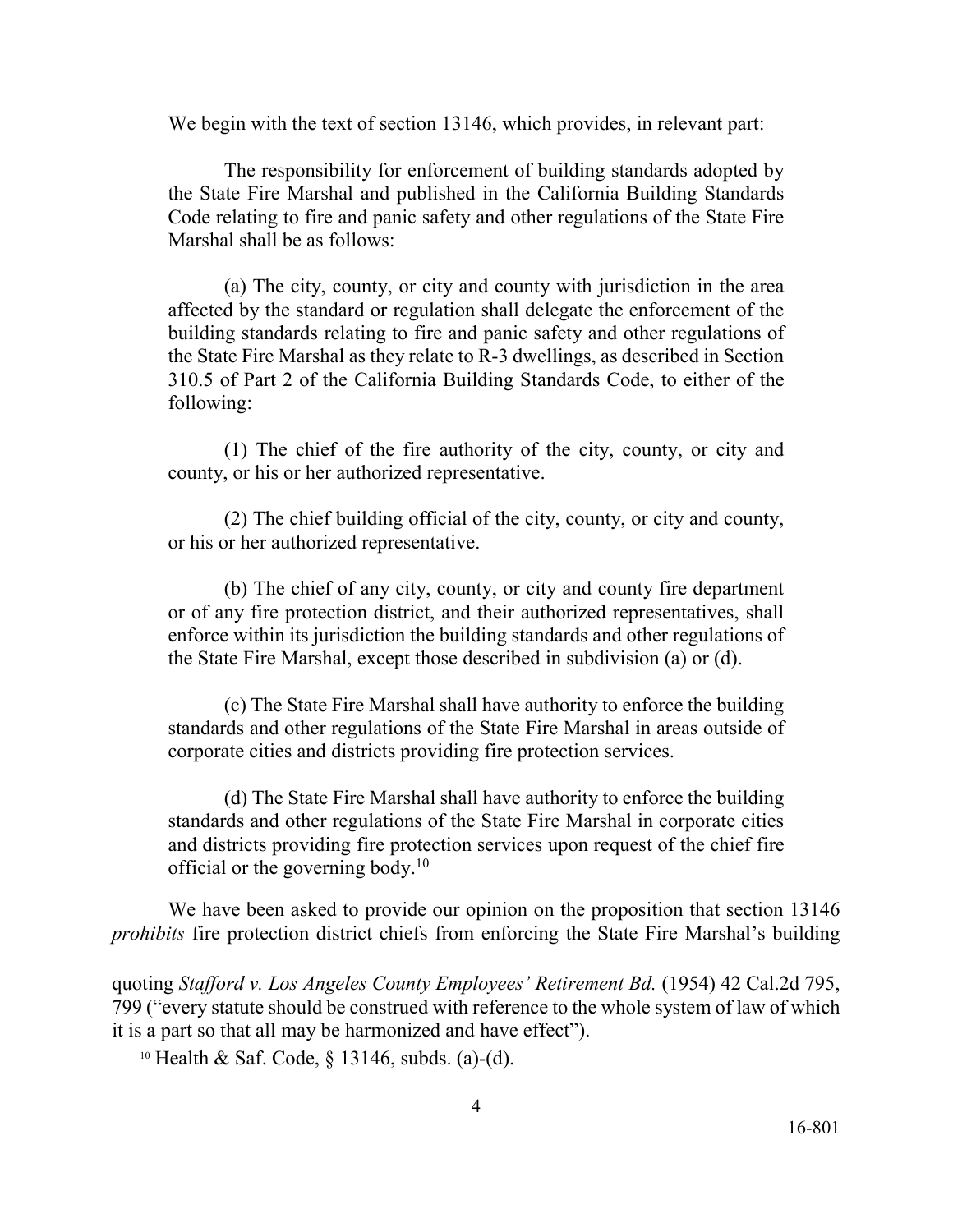We begin with the text of section 13146, which provides, in relevant part:

> The responsibility for enforcement of building standards adopted by the State Fire Marshal and published in the California Building Standards Code relating to fire and panic safety and other regulations of the State Fire Marshal shall be as follows:
>
> (a) The city, county, or city and county with jurisdiction in the area affected by the standard or regulation shall delegate the enforcement of the building standards relating to fire and panic safety and other regulations of the State Fire Marshal as they relate to R-3 dwellings, as described in Section 310.5 of Part 2 of the California Building Standards Code, to either of the following:
>
> (1) The chief of the fire authority of the city, county, or city and county, or his or her authorized representative.
>
> (2) The chief building official of the city, county, or city and county, or his or her authorized representative.
>
> (b) The chief of any city, county, or city and county fire department or of any fire protection district, and their authorized representatives, shall enforce within its jurisdiction the building standards and other regulations of the State Fire Marshal, except those described in subdivision (a) or (d).
>
> (c) The State Fire Marshal shall have authority to enforce the building standards and other regulations of the State Fire Marshal in areas outside of corporate cities and districts providing fire protection services.
>
> (d) The State Fire Marshal shall have authority to enforce the building standards and other regulations of the State Fire Marshal in corporate cities and districts providing fire protection services upon request of the chief fire official or the governing body.[10]

We have been asked to provide our opinion on the proposition that section 13146 *prohibits* fire protection district chiefs from enforcing the State Fire Marshal's building

---

quoting *Stafford v. Los Angeles County Employees' Retirement Bd.* (1954) 42 Cal.2d 795, 799 ("every statute should be construed with reference to the whole system of law of which it is a part so that all may be harmonized and have effect").

[10] Health & Saf. Code, § 13146, subds. (a)-(d).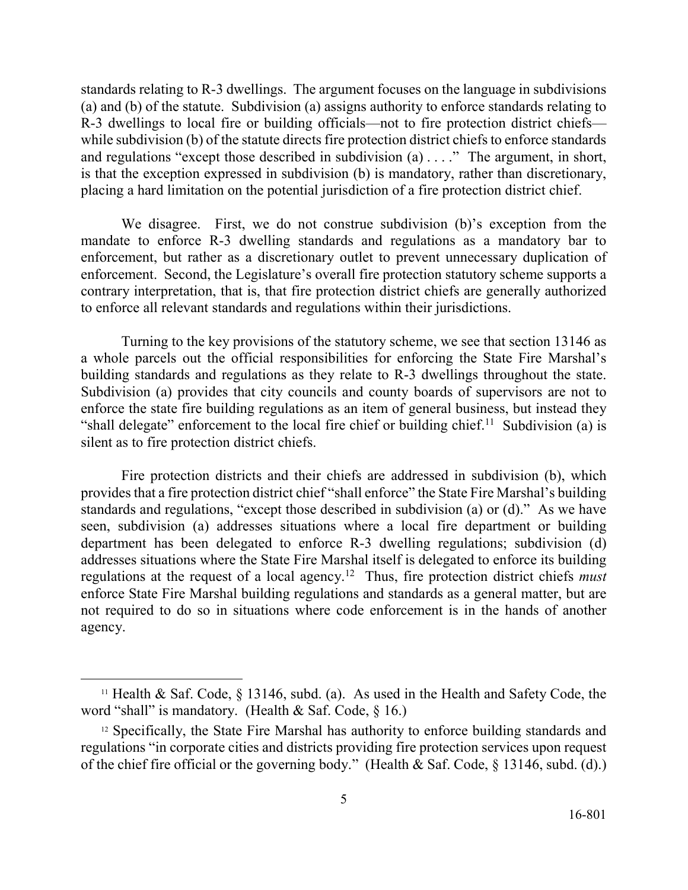standards relating to R-3 dwellings. The argument focuses on the language in subdivisions (a) and (b) of the statute. Subdivision (a) assigns authority to enforce standards relating to R-3 dwellings to local fire or building officials—not to fire protection district chiefs—while subdivision (b) of the statute directs fire protection district chiefs to enforce standards and regulations "except those described in subdivision (a) . . . ." The argument, in short, is that the exception expressed in subdivision (b) is mandatory, rather than discretionary, placing a hard limitation on the potential jurisdiction of a fire protection district chief.

We disagree. First, we do not construe subdivision (b)'s exception from the mandate to enforce R-3 dwelling standards and regulations as a mandatory bar to enforcement, but rather as a discretionary outlet to prevent unnecessary duplication of enforcement. Second, the Legislature's overall fire protection statutory scheme supports a contrary interpretation, that is, that fire protection district chiefs are generally authorized to enforce all relevant standards and regulations within their jurisdictions.

Turning to the key provisions of the statutory scheme, we see that section 13146 as a whole parcels out the official responsibilities for enforcing the State Fire Marshal's building standards and regulations as they relate to R-3 dwellings throughout the state. Subdivision (a) provides that city councils and county boards of supervisors are not to enforce the state fire building regulations as an item of general business, but instead they "shall delegate" enforcement to the local fire chief or building chief.[11] Subdivision (a) is silent as to fire protection district chiefs.

Fire protection districts and their chiefs are addressed in subdivision (b), which provides that a fire protection district chief "shall enforce" the State Fire Marshal's building standards and regulations, "except those described in subdivision (a) or (d)." As we have seen, subdivision (a) addresses situations where a local fire department or building department has been delegated to enforce R-3 dwelling regulations; subdivision (d) addresses situations where the State Fire Marshal itself is delegated to enforce its building regulations at the request of a local agency.[12] Thus, fire protection district chiefs *must* enforce State Fire Marshal building regulations and standards as a general matter, but are not required to do so in situations where code enforcement is in the hands of another agency.

[11] Health & Saf. Code, § 13146, subd. (a). As used in the Health and Safety Code, the word "shall" is mandatory. (Health & Saf. Code, § 16.)

[12] Specifically, the State Fire Marshal has authority to enforce building standards and regulations "in corporate cities and districts providing fire protection services upon request of the chief fire official or the governing body." (Health & Saf. Code, § 13146, subd. (d).)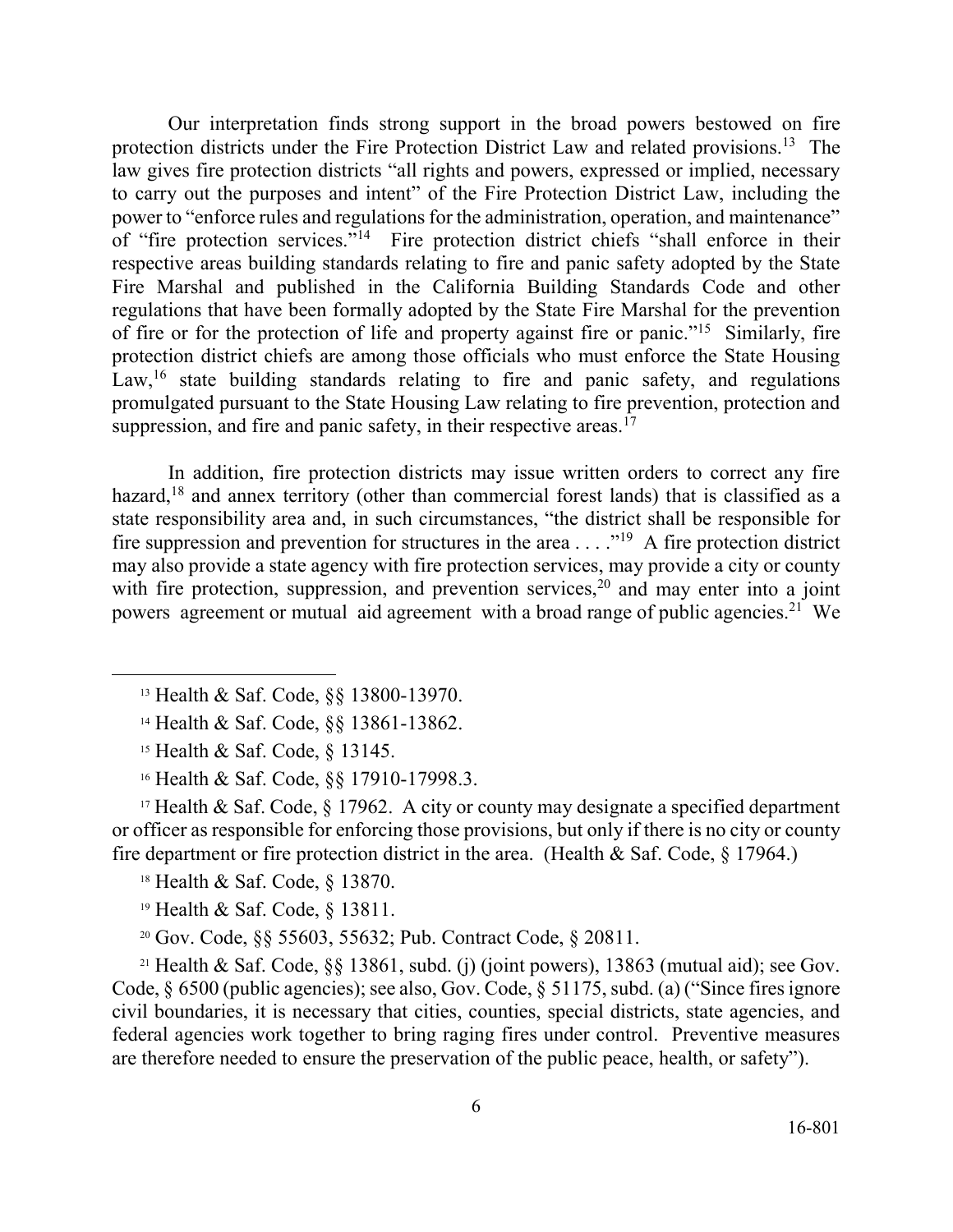Our interpretation finds strong support in the broad powers bestowed on fire protection districts under the Fire Protection District Law and related provisions.[13] The law gives fire protection districts "all rights and powers, expressed or implied, necessary to carry out the purposes and intent" of the Fire Protection District Law, including the power to "enforce rules and regulations for the administration, operation, and maintenance" of "fire protection services."[14] Fire protection district chiefs "shall enforce in their respective areas building standards relating to fire and panic safety adopted by the State Fire Marshal and published in the California Building Standards Code and other regulations that have been formally adopted by the State Fire Marshal for the prevention of fire or for the protection of life and property against fire or panic."[15] Similarly, fire protection district chiefs are among those officials who must enforce the State Housing Law,[16] state building standards relating to fire and panic safety, and regulations promulgated pursuant to the State Housing Law relating to fire prevention, protection and suppression, and fire and panic safety, in their respective areas.[17]

In addition, fire protection districts may issue written orders to correct any fire hazard,[18] and annex territory (other than commercial forest lands) that is classified as a state responsibility area and, in such circumstances, "the district shall be responsible for fire suppression and prevention for structures in the area . . . ."[19] A fire protection district may also provide a state agency with fire protection services, may provide a city or county with fire protection, suppression, and prevention services,[20] and may enter into a joint powers agreement or mutual aid agreement with a broad range of public agencies.[21] We

---

[13] Health & Saf. Code, §§ 13800-13970.

[14] Health & Saf. Code, §§ 13861-13862.

[15] Health & Saf. Code, § 13145.

[16] Health & Saf. Code, §§ 17910-17998.3.

[17] Health & Saf. Code, § 17962. A city or county may designate a specified department or officer as responsible for enforcing those provisions, but only if there is no city or county fire department or fire protection district in the area. (Health & Saf. Code, § 17964.)

[18] Health & Saf. Code, § 13870.

[19] Health & Saf. Code, § 13811.

[20] Gov. Code, §§ 55603, 55632; Pub. Contract Code, § 20811.

[21] Health & Saf. Code, §§ 13861, subd. (j) (joint powers), 13863 (mutual aid); see Gov. Code, § 6500 (public agencies); see also, Gov. Code, § 51175, subd. (a) ("Since fires ignore civil boundaries, it is necessary that cities, counties, special districts, state agencies, and federal agencies work together to bring raging fires under control. Preventive measures are therefore needed to ensure the preservation of the public peace, health, or safety").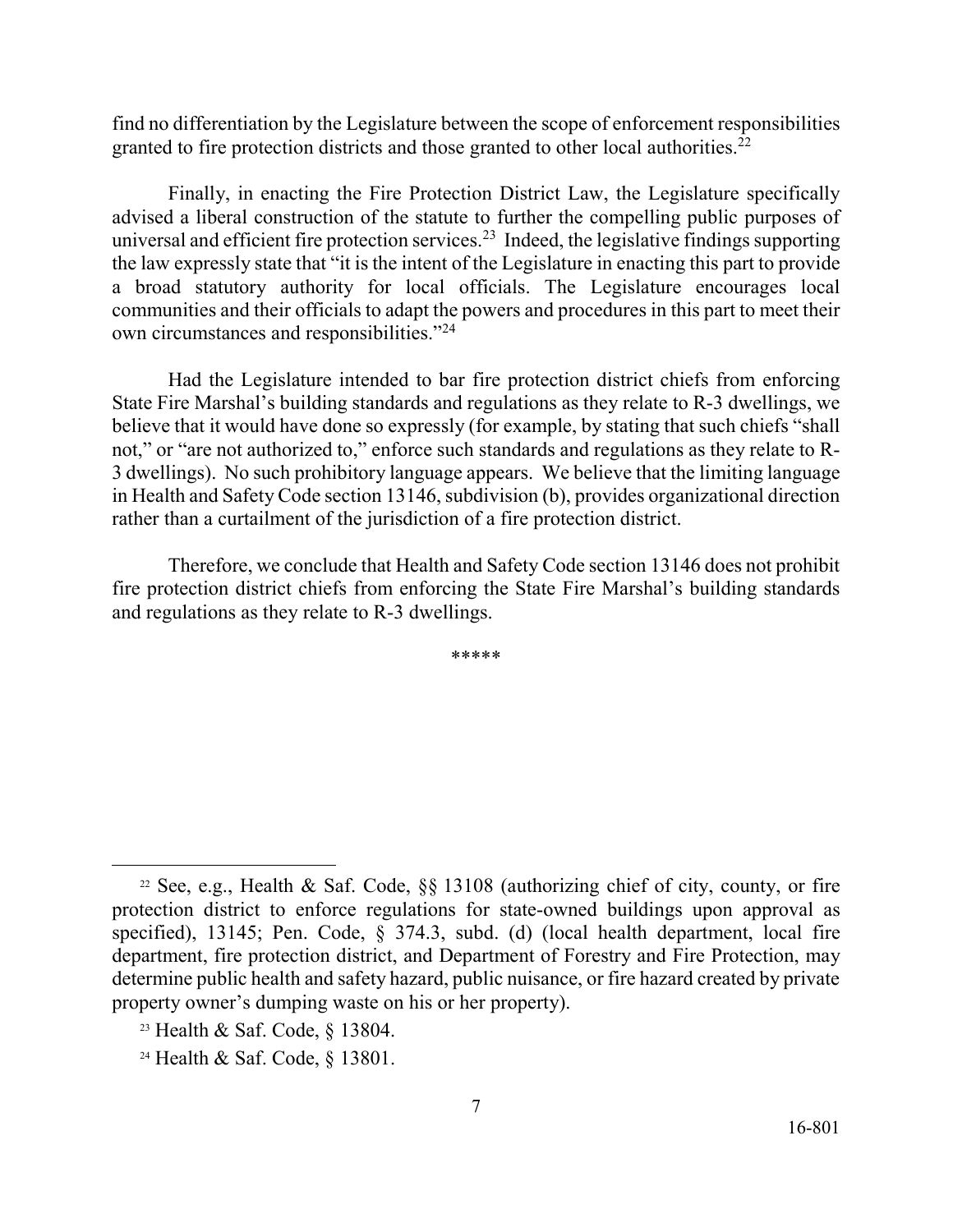find no differentiation by the Legislature between the scope of enforcement responsibilities granted to fire protection districts and those granted to other local authorities.[22]

Finally, in enacting the Fire Protection District Law, the Legislature specifically advised a liberal construction of the statute to further the compelling public purposes of universal and efficient fire protection services.[23] Indeed, the legislative findings supporting the law expressly state that "it is the intent of the Legislature in enacting this part to provide a broad statutory authority for local officials. The Legislature encourages local communities and their officials to adapt the powers and procedures in this part to meet their own circumstances and responsibilities."[24]

Had the Legislature intended to bar fire protection district chiefs from enforcing State Fire Marshal's building standards and regulations as they relate to R-3 dwellings, we believe that it would have done so expressly (for example, by stating that such chiefs "shall not," or "are not authorized to," enforce such standards and regulations as they relate to R-3 dwellings). No such prohibitory language appears. We believe that the limiting language in Health and Safety Code section 13146, subdivision (b), provides organizational direction rather than a curtailment of the jurisdiction of a fire protection district.

Therefore, we conclude that Health and Safety Code section 13146 does not prohibit fire protection district chiefs from enforcing the State Fire Marshal's building standards and regulations as they relate to R-3 dwellings.

*****

---

[22] See, e.g., Health & Saf. Code, §§ 13108 (authorizing chief of city, county, or fire protection district to enforce regulations for state-owned buildings upon approval as specified), 13145; Pen. Code, § 374.3, subd. (d) (local health department, local fire department, fire protection district, and Department of Forestry and Fire Protection, may determine public health and safety hazard, public nuisance, or fire hazard created by private property owner's dumping waste on his or her property).

[23] Health & Saf. Code, § 13804.

[24] Health & Saf. Code, § 13801.